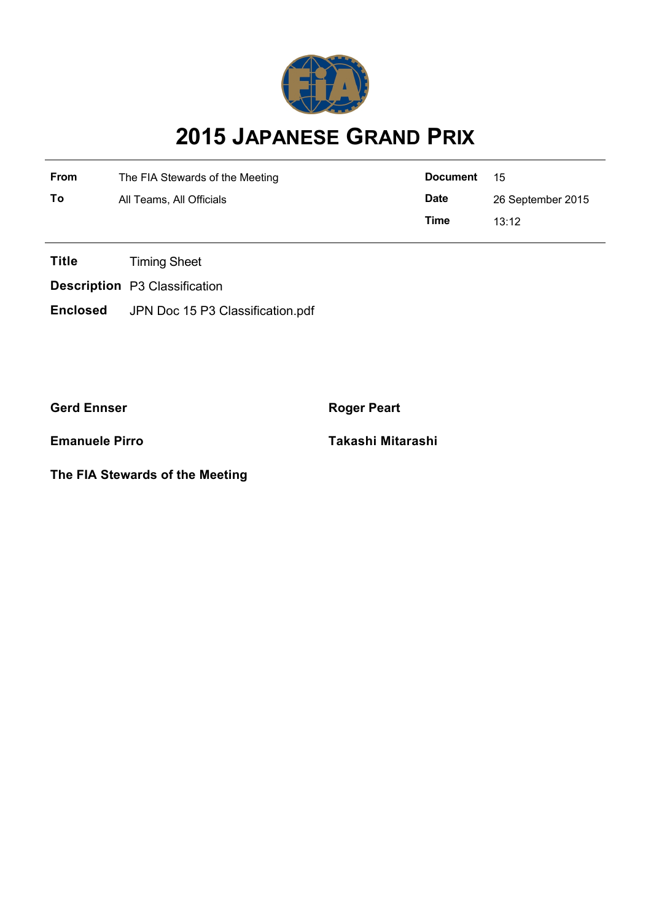# 2015 JAPANESE GRAND PRIX

| | | | |
|---|---|---|---|
| **From** | The FIA Stewards of the Meeting | **Document** | 15 |
| **To** | All Teams, All Officials | **Date** | 26 September 2015 |
| | | **Time** | 13:12 |

**Title** Timing Sheet

**Description** P3 Classification

**Enclosed** JPN Doc 15 P3 Classification.pdf

**Gerd Ennser**

**Roger Peart**

**Emanuele Pirro**

**Takashi Mitarashi**

**The FIA Stewards of the Meeting**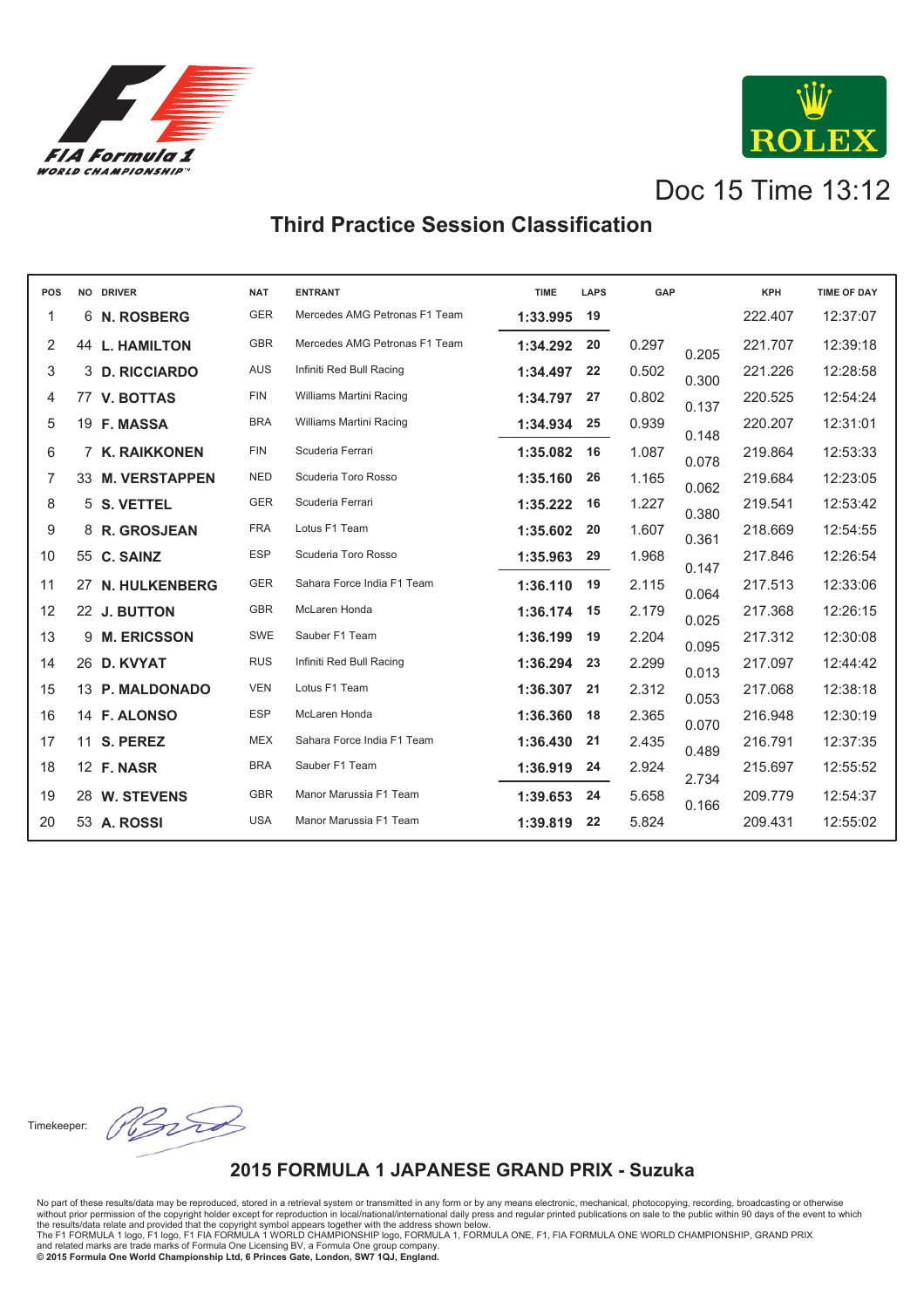Doc 15 Time 13:12

## Third Practice Session Classification

| POS | NO | DRIVER | NAT | ENTRANT | TIME | LAPS | GAP | | KPH | TIME OF DAY |
|---|---|---|---|---|---|---|---|---|---|---|
| 1 | 6 | **N. ROSBERG** | GER | Mercedes AMG Petronas F1 Team | **1:33.995** | **19** | | | 222.407 | 12:37:07 |
| 2 | 44 | **L. HAMILTON** | GBR | Mercedes AMG Petronas F1 Team | **1:34.292** | **20** | 0.297 | 0.205 | 221.707 | 12:39:18 |
| 3 | 3 | **D. RICCIARDO** | AUS | Infiniti Red Bull Racing | **1:34.497** | **22** | 0.502 | 0.300 | 221.226 | 12:28:58 |
| 4 | 77 | **V. BOTTAS** | FIN | Williams Martini Racing | **1:34.797** | **27** | 0.802 | 0.137 | 220.525 | 12:54:24 |
| 5 | 19 | **F. MASSA** | BRA | Williams Martini Racing | **1:34.934** | **25** | 0.939 | 0.148 | 220.207 | 12:31:01 |
| 6 | 7 | **K. RAIKKONEN** | FIN | Scuderia Ferrari | **1:35.082** | **16** | 1.087 | 0.078 | 219.864 | 12:53:33 |
| 7 | 33 | **M. VERSTAPPEN** | NED | Scuderia Toro Rosso | **1:35.160** | **26** | 1.165 | 0.062 | 219.684 | 12:23:05 |
| 8 | 5 | **S. VETTEL** | GER | Scuderia Ferrari | **1:35.222** | **16** | 1.227 | 0.380 | 219.541 | 12:53:42 |
| 9 | 8 | **R. GROSJEAN** | FRA | Lotus F1 Team | **1:35.602** | **20** | 1.607 | 0.361 | 218.669 | 12:54:55 |
| 10 | 55 | **C. SAINZ** | ESP | Scuderia Toro Rosso | **1:35.963** | **29** | 1.968 | 0.147 | 217.846 | 12:26:54 |
| 11 | 27 | **N. HULKENBERG** | GER | Sahara Force India F1 Team | **1:36.110** | **19** | 2.115 | 0.064 | 217.513 | 12:33:06 |
| 12 | 22 | **J. BUTTON** | GBR | McLaren Honda | **1:36.174** | **15** | 2.179 | 0.025 | 217.368 | 12:26:15 |
| 13 | 9 | **M. ERICSSON** | SWE | Sauber F1 Team | **1:36.199** | **19** | 2.204 | 0.095 | 217.312 | 12:30:08 |
| 14 | 26 | **D. KVYAT** | RUS | Infiniti Red Bull Racing | **1:36.294** | **23** | 2.299 | 0.013 | 217.097 | 12:44:42 |
| 15 | 13 | **P. MALDONADO** | VEN | Lotus F1 Team | **1:36.307** | **21** | 2.312 | 0.053 | 217.068 | 12:38:18 |
| 16 | 14 | **F. ALONSO** | ESP | McLaren Honda | **1:36.360** | **18** | 2.365 | 0.070 | 216.948 | 12:30:19 |
| 17 | 11 | **S. PEREZ** | MEX | Sahara Force India F1 Team | **1:36.430** | **21** | 2.435 | 0.489 | 216.791 | 12:37:35 |
| 18 | 12 | **F. NASR** | BRA | Sauber F1 Team | **1:36.919** | **24** | 2.924 | 2.734 | 215.697 | 12:55:52 |
| 19 | 28 | **W. STEVENS** | GBR | Manor Marussia F1 Team | **1:39.653** | **24** | 5.658 | 0.166 | 209.779 | 12:54:37 |
| 20 | 53 | **A. ROSSI** | USA | Manor Marussia F1 Team | **1:39.819** | **22** | 5.824 | | 209.431 | 12:55:02 |

Timekeeper:

## 2015 FORMULA 1 JAPANESE GRAND PRIX - Suzuka

No part of these results/data may be reproduced, stored in a retrieval system or transmitted in any form or by any means electronic, mechanical, photocopying, recording, broadcasting or otherwise without prior permission of the copyright holder except for reproduction in local/national/international daily press and regular printed publications on sale to the public within 90 days of the event to which the results/data relate and provided that the copyright symbol appears together with the address shown below.
The F1 FORMULA 1 logo, F1 logo, F1 FIA FORMULA 1 WORLD CHAMPIONSHIP logo, FORMULA 1, FORMULA ONE, F1, FIA FORMULA ONE WORLD CHAMPIONSHIP, GRAND PRIX and related marks are trade marks of Formula One Licensing BV, a Formula One group company.
**© 2015 Formula One World Championship Ltd, 6 Princes Gate, London, SW7 1QJ, England.**